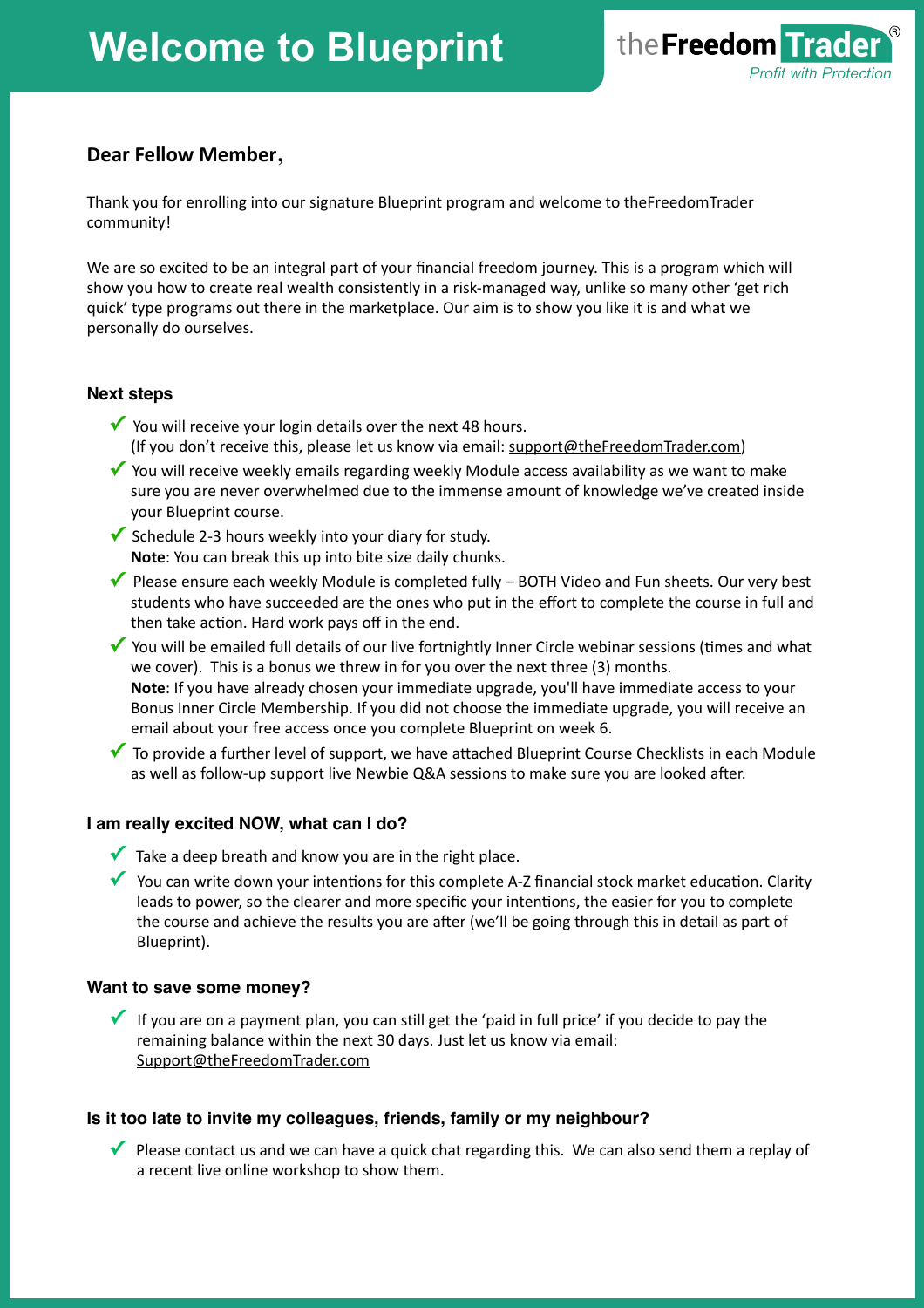# Welcome to Blueprint

theFreedom Trader®
*Profit with Protection*

**Dear Fellow Member,**

Thank you for enrolling into our signature Blueprint program and welcome to theFreedomTrader community!

We are so excited to be an integral part of your financial freedom journey. This is a program which will show you how to create real wealth consistently in a risk-managed way, unlike so many other 'get rich quick' type programs out there in the marketplace. Our aim is to show you like it is and what we personally do ourselves.

### Next steps

- ✓ You will receive your login details over the next 48 hours. (If you don't receive this, please let us know via email: support@theFreedomTrader.com)
- ✓ You will receive weekly emails regarding weekly Module access availability as we want to make sure you are never overwhelmed due to the immense amount of knowledge we've created inside your Blueprint course.
- ✓ Schedule 2-3 hours weekly into your diary for study.
  **Note**: You can break this up into bite size daily chunks.
- ✓ Please ensure each weekly Module is completed fully – BOTH Video and Fun sheets. Our very best students who have succeeded are the ones who put in the effort to complete the course in full and then take action. Hard work pays off in the end.
- ✓ You will be emailed full details of our live fortnightly Inner Circle webinar sessions (times and what we cover). This is a bonus we threw in for you over the next three (3) months.
  **Note**: If you have already chosen your immediate upgrade, you'll have immediate access to your Bonus Inner Circle Membership. If you did not choose the immediate upgrade, you will receive an email about your free access once you complete Blueprint on week 6.
- ✓ To provide a further level of support, we have attached Blueprint Course Checklists in each Module as well as follow-up support live Newbie Q&A sessions to make sure you are looked after.

### I am really excited NOW, what can I do?

- ✓ Take a deep breath and know you are in the right place.
- ✓ You can write down your intentions for this complete A-Z financial stock market education. Clarity leads to power, so the clearer and more specific your intentions, the easier for you to complete the course and achieve the results you are after (we'll be going through this in detail as part of Blueprint).

### Want to save some money?

- ✓ If you are on a payment plan, you can still get the 'paid in full price' if you decide to pay the remaining balance within the next 30 days. Just let us know via email: Support@theFreedomTrader.com

### Is it too late to invite my colleagues, friends, family or my neighbour?

- ✓ Please contact us and we can have a quick chat regarding this. We can also send them a replay of a recent live online workshop to show them.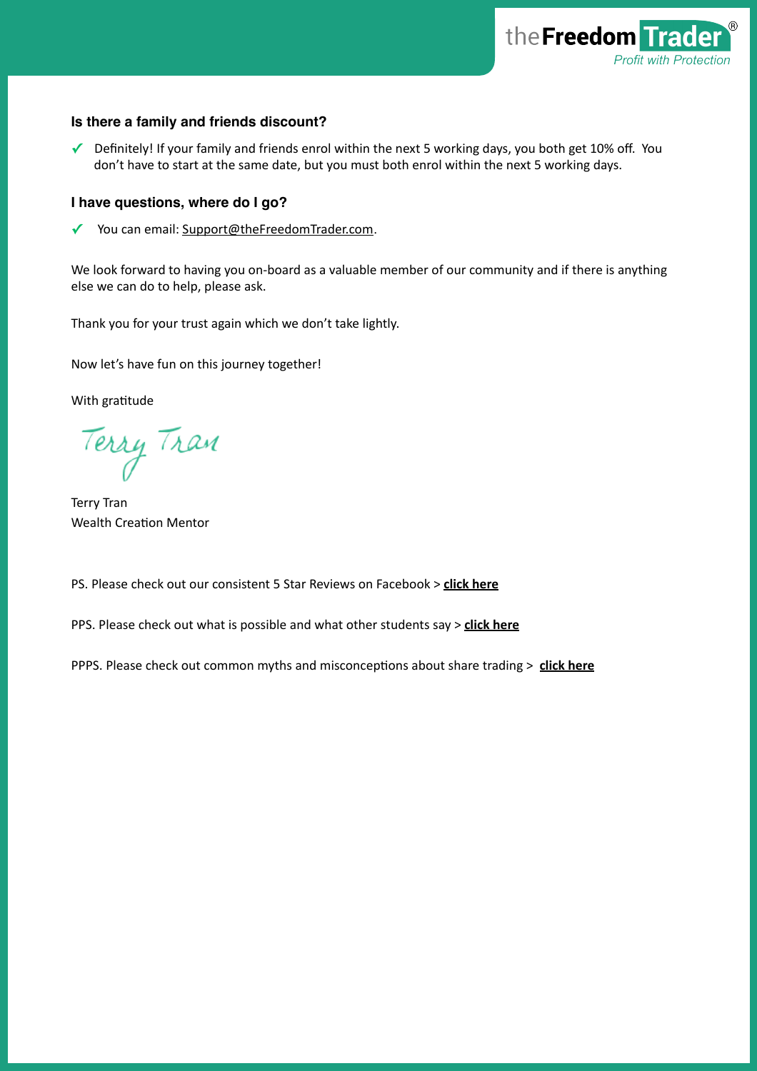### Is there a family and friends discount?

- ✓ Definitely! If your family and friends enrol within the next 5 working days, you both get 10% off. You don't have to start at the same date, but you must both enrol within the next 5 working days.

### I have questions, where do I go?

- ✓ You can email: Support@theFreedomTrader.com.

We look forward to having you on-board as a valuable member of our community and if there is anything else we can do to help, please ask.

Thank you for your trust again which we don't take lightly.

Now let's have fun on this journey together!

With gratitude

Terry Tran

Terry Tran
Wealth Creation Mentor

PS. Please check out our consistent 5 Star Reviews on Facebook > **click here**

PPS. Please check out what is possible and what other students say > **click here**

PPPS. Please check out common myths and misconceptions about share trading > **click here**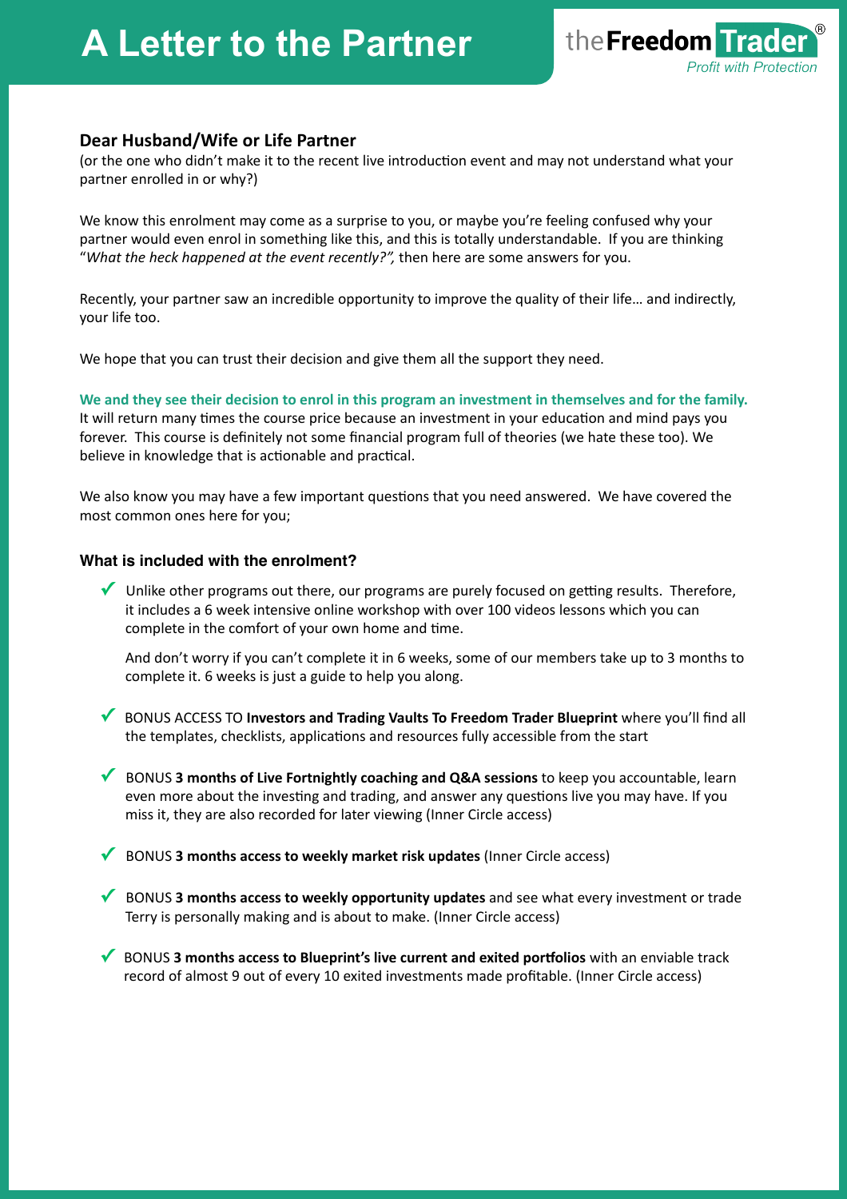# A Letter to the Partner

theFreedom Trader®
*Profit with Protection*

**Dear Husband/Wife or Life Partner**
(or the one who didn't make it to the recent live introduction event and may not understand what your partner enrolled in or why?)

We know this enrolment may come as a surprise to you, or maybe you're feeling confused why your partner would even enrol in something like this, and this is totally understandable. If you are thinking "*What the heck happened at the event recently?",* then here are some answers for you.

Recently, your partner saw an incredible opportunity to improve the quality of their life… and indirectly, your life too.

We hope that you can trust their decision and give them all the support they need.

**We and they see their decision to enrol in this program an investment in themselves and for the family.** It will return many times the course price because an investment in your education and mind pays you forever. This course is definitely not some financial program full of theories (we hate these too). We believe in knowledge that is actionable and practical.

We also know you may have a few important questions that you need answered. We have covered the most common ones here for you;

### What is included with the enrolment?

- ✓ Unlike other programs out there, our programs are purely focused on getting results. Therefore, it includes a 6 week intensive online workshop with over 100 videos lessons which you can complete in the comfort of your own home and time.

  And don't worry if you can't complete it in 6 weeks, some of our members take up to 3 months to complete it. 6 weeks is just a guide to help you along.

- ✓ BONUS ACCESS TO **Investors and Trading Vaults To Freedom Trader Blueprint** where you'll find all the templates, checklists, applications and resources fully accessible from the start

- ✓ BONUS **3 months of Live Fortnightly coaching and Q&A sessions** to keep you accountable, learn even more about the investing and trading, and answer any questions live you may have. If you miss it, they are also recorded for later viewing (Inner Circle access)

- ✓ BONUS **3 months access to weekly market risk updates** (Inner Circle access)

- ✓ BONUS **3 months access to weekly opportunity updates** and see what every investment or trade Terry is personally making and is about to make. (Inner Circle access)

- ✓ BONUS **3 months access to Blueprint's live current and exited portfolios** with an enviable track record of almost 9 out of every 10 exited investments made profitable. (Inner Circle access)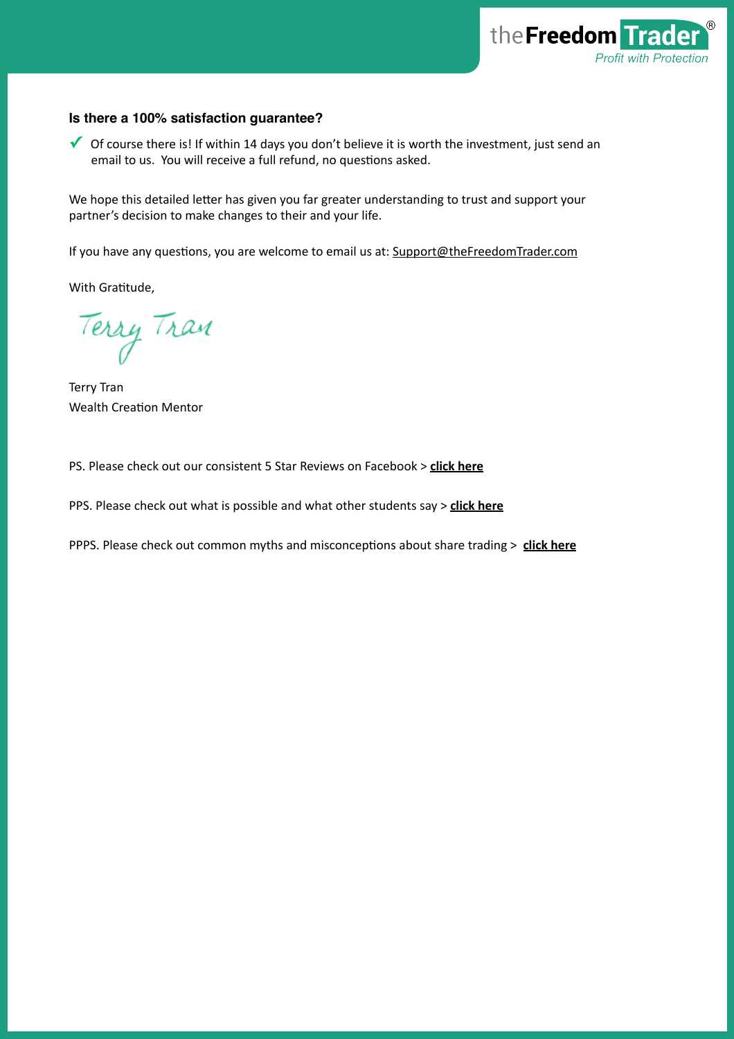### Is there a 100% satisfaction guarantee?

- ✓ Of course there is! If within 14 days you don't believe it is worth the investment, just send an email to us. You will receive a full refund, no questions asked.

We hope this detailed letter has given you far greater understanding to trust and support your partner's decision to make changes to their and your life.

If you have any questions, you are welcome to email us at: Support@theFreedomTrader.com

With Gratitude,

Terry Tran

Terry Tran
Wealth Creation Mentor

PS. Please check out our consistent 5 Star Reviews on Facebook > **click here**

PPS. Please check out what is possible and what other students say > **click here**

PPPS. Please check out common myths and misconceptions about share trading > **click here**